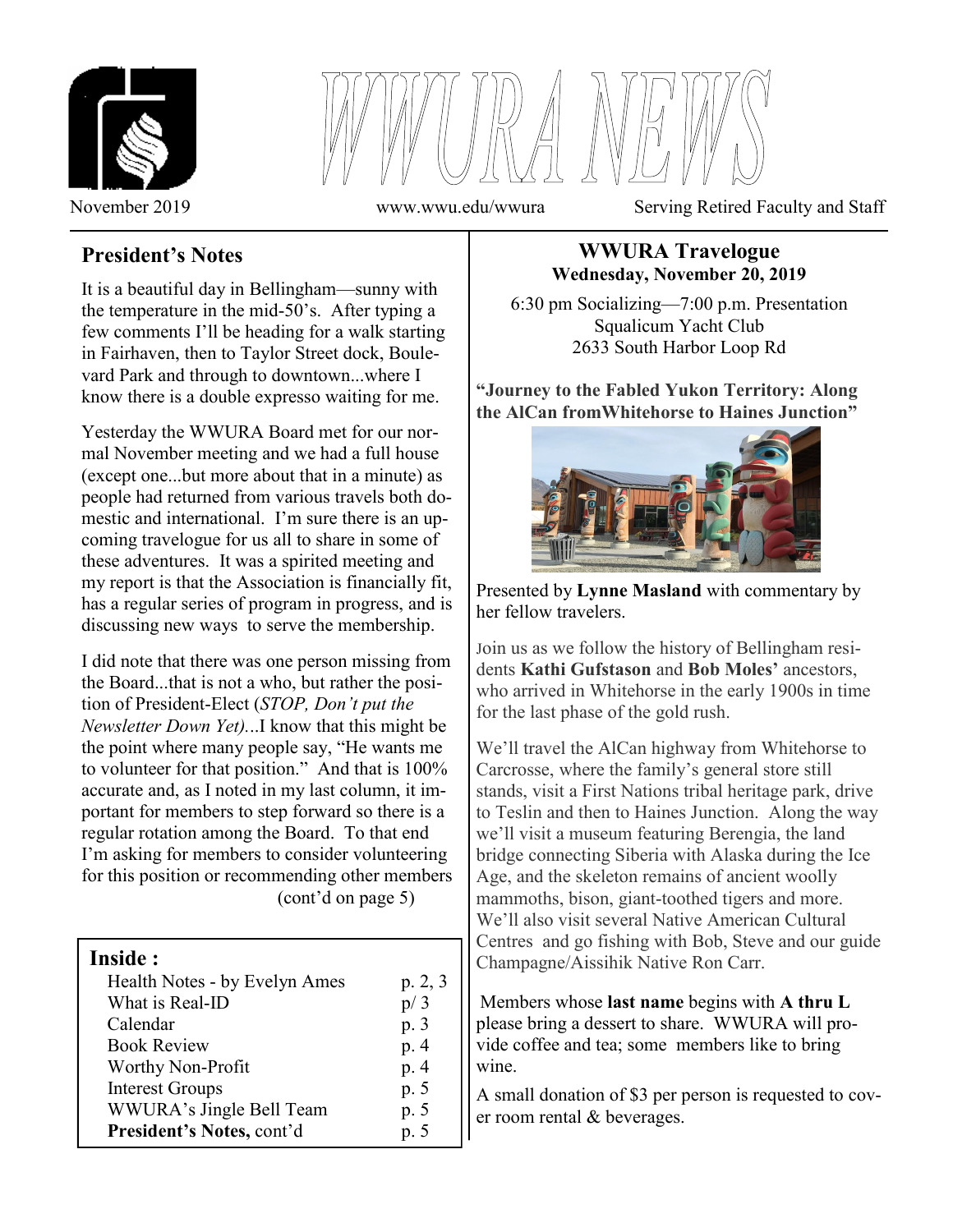# WWURA NEWS

November 2019 www.wwu.edu/wwura Serving Retired Faculty and Staff

## President's Notes

It is a beautiful day in Bellingham—sunny with the temperature in the mid-50's. After typing a few comments I'll be heading for a walk starting in Fairhaven, then to Taylor Street dock, Boulevard Park and through to downtown...where I know there is a double expresso waiting for me.

Yesterday the WWURA Board met for our normal November meeting and we had a full house (except one...but more about that in a minute) as people had returned from various travels both domestic and international. I'm sure there is an upcoming travelogue for us all to share in some of these adventures. It was a spirited meeting and my report is that the Association is financially fit, has a regular series of program in progress, and is discussing new ways to serve the membership.

I did note that there was one person missing from the Board...that is not a who, but rather the position of President-Elect (*STOP, Don't put the Newsletter Down Yet)*...I know that this might be the point where many people say, "He wants me to volunteer for that position." And that is 100% accurate and, as I noted in my last column, it important for members to step forward so there is a regular rotation among the Board. To that end I'm asking for members to consider volunteering for this position or recommending other members (cont'd on page 5)

| **Inside :** | |
|---|---|
| Health Notes - by Evelyn Ames | p. 2, 3 |
| What is Real-ID | p/ 3 |
| Calendar | p. 3 |
| Book Review | p. 4 |
| Worthy Non-Profit | p. 4 |
| Interest Groups | p. 5 |
| WWURA's Jingle Bell Team | p. 5 |
| **President's Notes,** cont'd | p. 5 |

## WWURA Travelogue

**Wednesday, November 20, 2019**

6:30 pm Socializing—7:00 p.m. Presentation
Squalicum Yacht Club
2633 South Harbor Loop Rd

**"Journey to the Fabled Yukon Territory: Along the AlCan fromWhitehorse to Haines Junction"**

Presented by **Lynne Masland** with commentary by her fellow travelers.

Join us as we follow the history of Bellingham residents **Kathi Gufstason** and **Bob Moles'** ancestors, who arrived in Whitehorse in the early 1900s in time for the last phase of the gold rush.

We'll travel the AlCan highway from Whitehorse to Carcrosse, where the family's general store still stands, visit a First Nations tribal heritage park, drive to Teslin and then to Haines Junction. Along the way we'll visit a museum featuring Berengia, the land bridge connecting Siberia with Alaska during the Ice Age, and the skeleton remains of ancient woolly mammoths, bison, giant-toothed tigers and more. We'll also visit several Native American Cultural Centres and go fishing with Bob, Steve and our guide Champagne/Aissihik Native Ron Carr.

Members whose **last name** begins with **A thru L** please bring a dessert to share. WWURA will provide coffee and tea; some members like to bring wine.

A small donation of $3 per person is requested to cover room rental & beverages.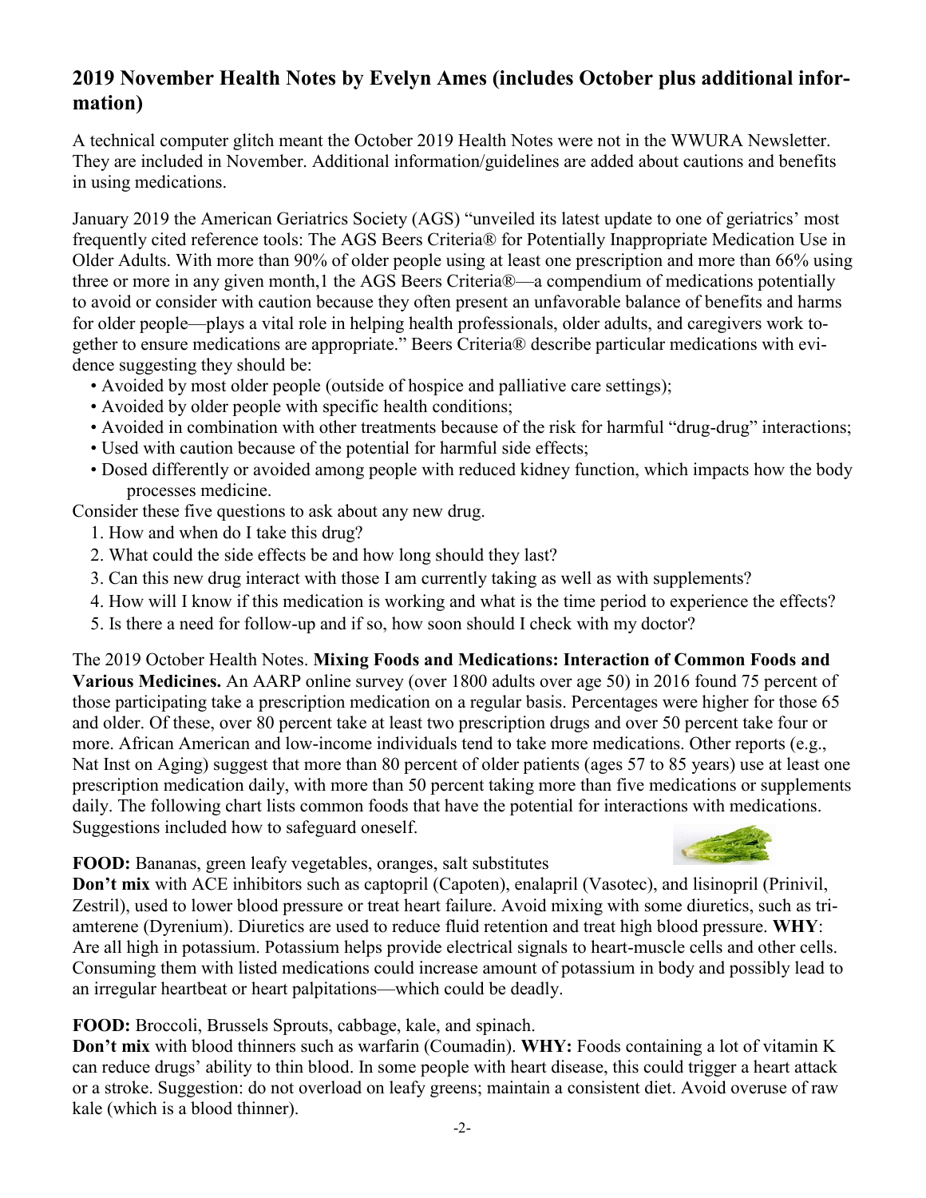## 2019 November Health Notes by Evelyn Ames (includes October plus additional information)

A technical computer glitch meant the October 2019 Health Notes were not in the WWURA Newsletter. They are included in November. Additional information/guidelines are added about cautions and benefits in using medications.

January 2019 the American Geriatrics Society (AGS) "unveiled its latest update to one of geriatrics' most frequently cited reference tools: The AGS Beers Criteria® for Potentially Inappropriate Medication Use in Older Adults. With more than 90% of older people using at least one prescription and more than 66% using three or more in any given month,1 the AGS Beers Criteria®—a compendium of medications potentially to avoid or consider with caution because they often present an unfavorable balance of benefits and harms for older people—plays a vital role in helping health professionals, older adults, and caregivers work together to ensure medications are appropriate." Beers Criteria® describe particular medications with evidence suggesting they should be:

- Avoided by most older people (outside of hospice and palliative care settings);
- Avoided by older people with specific health conditions;
- Avoided in combination with other treatments because of the risk for harmful "drug-drug" interactions;
- Used with caution because of the potential for harmful side effects;
- Dosed differently or avoided among people with reduced kidney function, which impacts how the body processes medicine.

Consider these five questions to ask about any new drug.

1. How and when do I take this drug?
2. What could the side effects be and how long should they last?
3. Can this new drug interact with those I am currently taking as well as with supplements?
4. How will I know if this medication is working and what is the time period to experience the effects?
5. Is there a need for follow-up and if so, how soon should I check with my doctor?

The 2019 October Health Notes. **Mixing Foods and Medications: Interaction of Common Foods and Various Medicines.** An AARP online survey (over 1800 adults over age 50) in 2016 found 75 percent of those participating take a prescription medication on a regular basis. Percentages were higher for those 65 and older. Of these, over 80 percent take at least two prescription drugs and over 50 percent take four or more. African American and low-income individuals tend to take more medications. Other reports (e.g., Nat Inst on Aging) suggest that more than 80 percent of older patients (ages 57 to 85 years) use at least one prescription medication daily, with more than 50 percent taking more than five medications or supplements daily. The following chart lists common foods that have the potential for interactions with medications. Suggestions included how to safeguard oneself.

**FOOD:** Bananas, green leafy vegetables, oranges, salt substitutes
**Don't mix** with ACE inhibitors such as captopril (Capoten), enalapril (Vasotec), and lisinopril (Prinivil, Zestril), used to lower blood pressure or treat heart failure. Avoid mixing with some diuretics, such as triamterene (Dyrenium). Diuretics are used to reduce fluid retention and treat high blood pressure. **WHY**: Are all high in potassium. Potassium helps provide electrical signals to heart-muscle cells and other cells. Consuming them with listed medications could increase amount of potassium in body and possibly lead to an irregular heartbeat or heart palpitations—which could be deadly.

**FOOD:** Broccoli, Brussels Sprouts, cabbage, kale, and spinach.
**Don't mix** with blood thinners such as warfarin (Coumadin). **WHY:** Foods containing a lot of vitamin K can reduce drugs' ability to thin blood. In some people with heart disease, this could trigger a heart attack or a stroke. Suggestion: do not overload on leafy greens; maintain a consistent diet. Avoid overuse of raw kale (which is a blood thinner).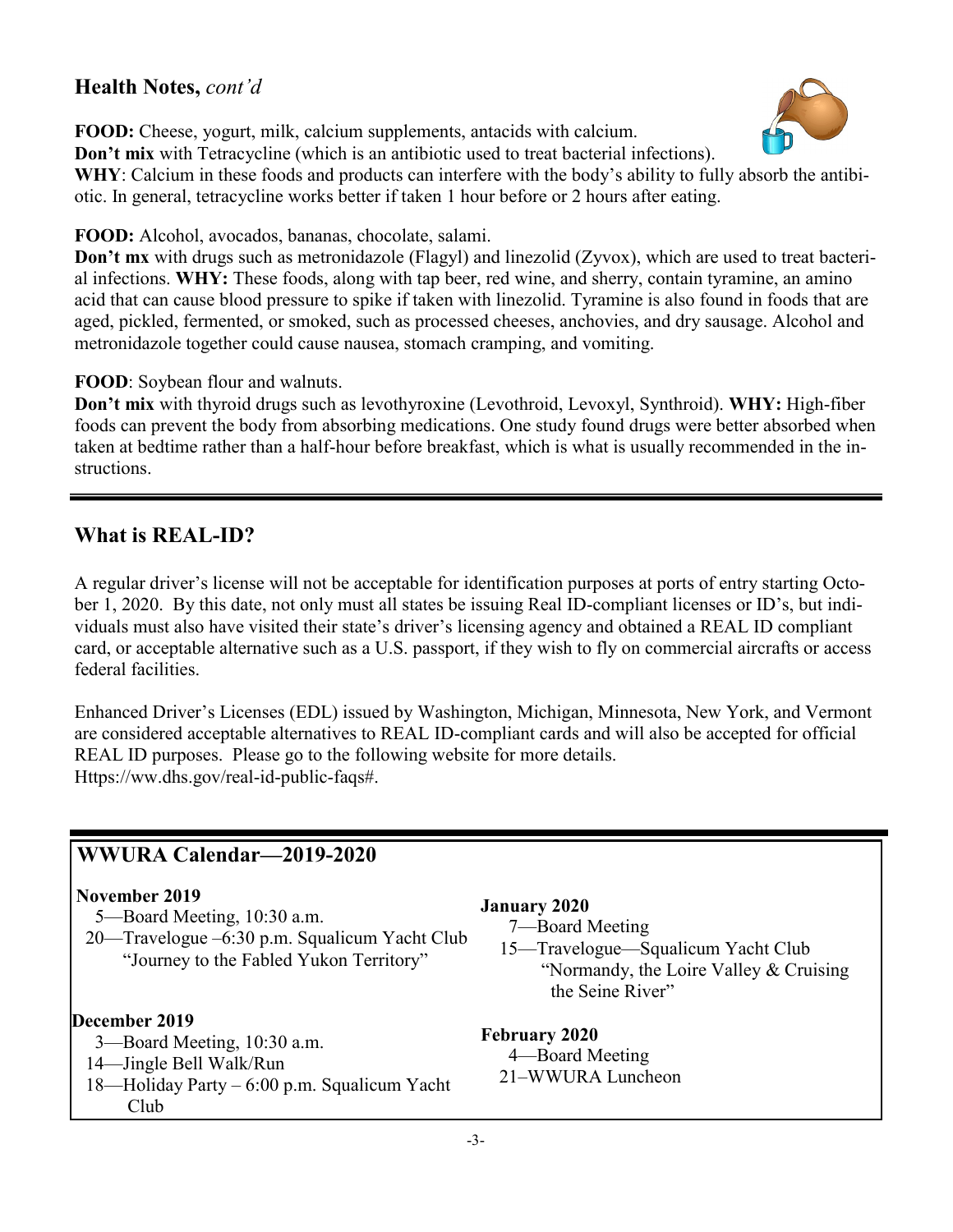## Health Notes, *cont'd*

**FOOD:** Cheese, yogurt, milk, calcium supplements, antacids with calcium.
**Don't mix** with Tetracycline (which is an antibiotic used to treat bacterial infections).
**WHY**: Calcium in these foods and products can interfere with the body's ability to fully absorb the antibiotic. In general, tetracycline works better if taken 1 hour before or 2 hours after eating.

**FOOD:** Alcohol, avocados, bananas, chocolate, salami.
**Don't mx** with drugs such as metronidazole (Flagyl) and linezolid (Zyvox), which are used to treat bacterial infections. **WHY:** These foods, along with tap beer, red wine, and sherry, contain tyramine, an amino acid that can cause blood pressure to spike if taken with linezolid. Tyramine is also found in foods that are aged, pickled, fermented, or smoked, such as processed cheeses, anchovies, and dry sausage. Alcohol and metronidazole together could cause nausea, stomach cramping, and vomiting.

**FOOD**: Soybean flour and walnuts.
**Don't mix** with thyroid drugs such as levothyroxine (Levothroid, Levoxyl, Synthroid). **WHY:** High-fiber foods can prevent the body from absorbing medications. One study found drugs were better absorbed when taken at bedtime rather than a half-hour before breakfast, which is what is usually recommended in the instructions.

## What is REAL-ID?

A regular driver's license will not be acceptable for identification purposes at ports of entry starting October 1, 2020. By this date, not only must all states be issuing Real ID-compliant licenses or ID's, but individuals must also have visited their state's driver's licensing agency and obtained a REAL ID compliant card, or acceptable alternative such as a U.S. passport, if they wish to fly on commercial aircrafts or access federal facilities.

Enhanced Driver's Licenses (EDL) issued by Washington, Michigan, Minnesota, New York, and Vermont are considered acceptable alternatives to REAL ID-compliant cards and will also be accepted for official REAL ID purposes. Please go to the following website for more details.
Https://ww.dhs.gov/real-id-public-faqs#.

## WWURA Calendar—2019-2020

**November 2019**
- 5—Board Meeting, 10:30 a.m.
- 20—Travelogue –6:30 p.m. Squalicum Yacht Club "Journey to the Fabled Yukon Territory"

**December 2019**
- 3—Board Meeting, 10:30 a.m.
- 14—Jingle Bell Walk/Run
- 18—Holiday Party – 6:00 p.m. Squalicum Yacht Club

**January 2020**
- 7—Board Meeting
- 15—Travelogue—Squalicum Yacht Club "Normandy, the Loire Valley & Cruising the Seine River"

**February 2020**
- 4—Board Meeting
- 21–WWURA Luncheon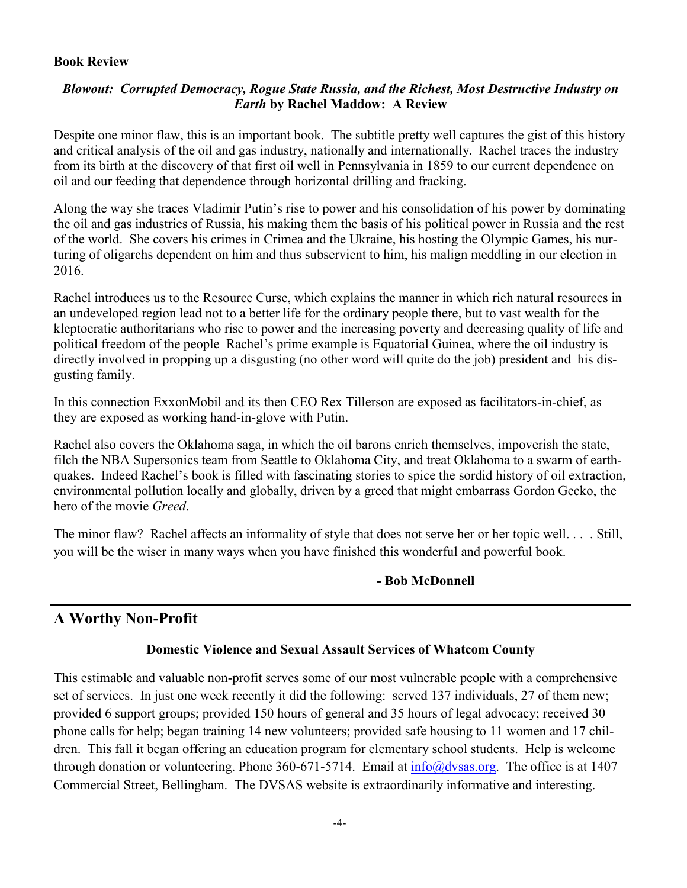**Book Review**

***Blowout: Corrupted Democracy, Rogue State Russia, and the Richest, Most Destructive Industry on Earth* by Rachel Maddow: A Review**

Despite one minor flaw, this is an important book. The subtitle pretty well captures the gist of this history and critical analysis of the oil and gas industry, nationally and internationally. Rachel traces the industry from its birth at the discovery of that first oil well in Pennsylvania in 1859 to our current dependence on oil and our feeding that dependence through horizontal drilling and fracking.

Along the way she traces Vladimir Putin's rise to power and his consolidation of his power by dominating the oil and gas industries of Russia, his making them the basis of his political power in Russia and the rest of the world. She covers his crimes in Crimea and the Ukraine, his hosting the Olympic Games, his nurturing of oligarchs dependent on him and thus subservient to him, his malign meddling in our election in 2016.

Rachel introduces us to the Resource Curse, which explains the manner in which rich natural resources in an undeveloped region lead not to a better life for the ordinary people there, but to vast wealth for the kleptocratic authoritarians who rise to power and the increasing poverty and decreasing quality of life and political freedom of the people Rachel's prime example is Equatorial Guinea, where the oil industry is directly involved in propping up a disgusting (no other word will quite do the job) president and his disgusting family.

In this connection ExxonMobil and its then CEO Rex Tillerson are exposed as facilitators-in-chief, as they are exposed as working hand-in-glove with Putin.

Rachel also covers the Oklahoma saga, in which the oil barons enrich themselves, impoverish the state, filch the NBA Supersonics team from Seattle to Oklahoma City, and treat Oklahoma to a swarm of earthquakes. Indeed Rachel's book is filled with fascinating stories to spice the sordid history of oil extraction, environmental pollution locally and globally, driven by a greed that might embarrass Gordon Gecko, the hero of the movie *Greed*.

The minor flaw? Rachel affects an informality of style that does not serve her or her topic well. . . . Still, you will be the wiser in many ways when you have finished this wonderful and powerful book.

**- Bob McDonnell**

## A Worthy Non-Profit

**Domestic Violence and Sexual Assault Services of Whatcom County**

This estimable and valuable non-profit serves some of our most vulnerable people with a comprehensive set of services. In just one week recently it did the following: served 137 individuals, 27 of them new; provided 6 support groups; provided 150 hours of general and 35 hours of legal advocacy; received 30 phone calls for help; began training 14 new volunteers; provided safe housing to 11 women and 17 children. This fall it began offering an education program for elementary school students. Help is welcome through donation or volunteering. Phone 360-671-5714. Email at info@dvsas.org. The office is at 1407 Commercial Street, Bellingham. The DVSAS website is extraordinarily informative and interesting.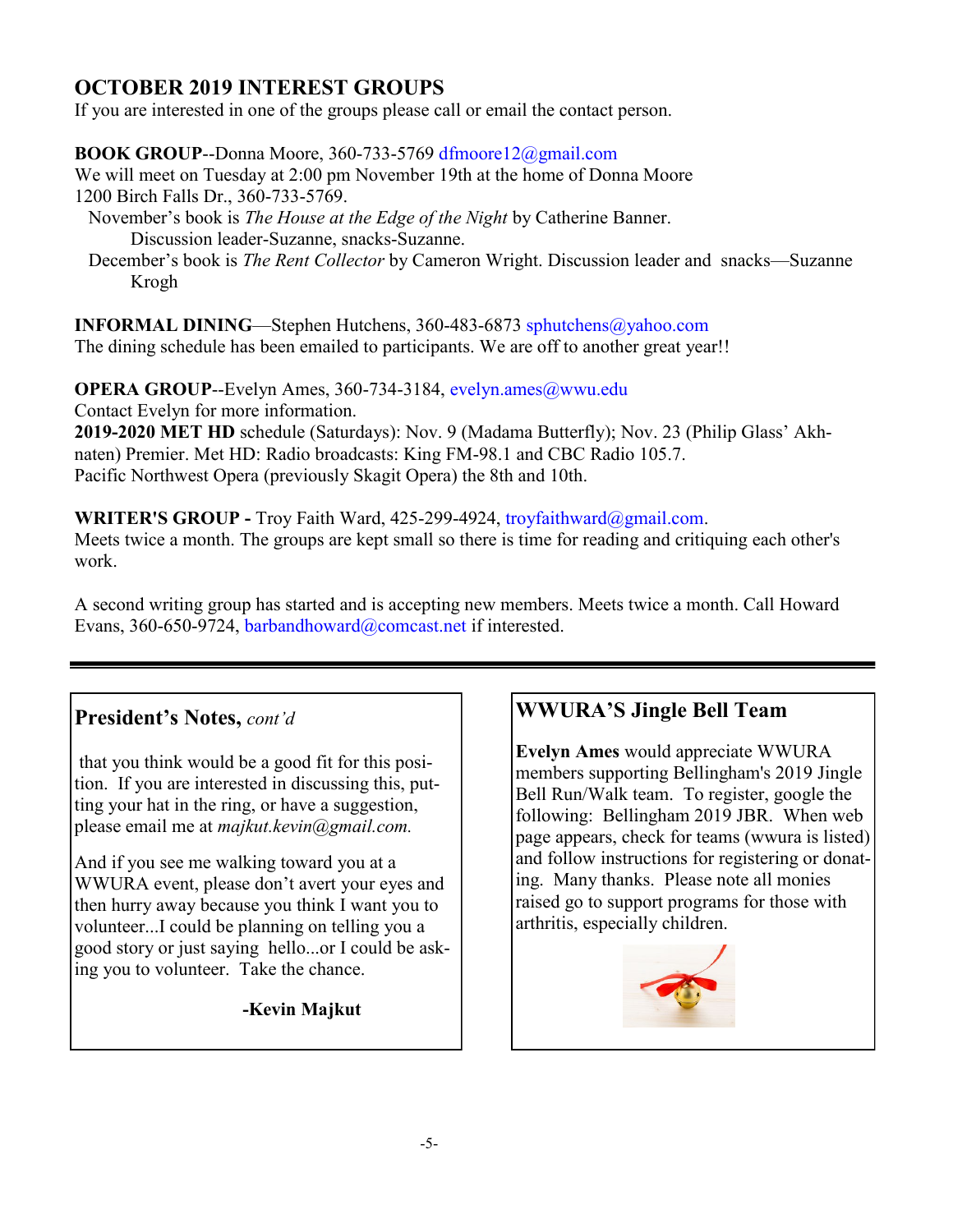## OCTOBER 2019 INTEREST GROUPS

If you are interested in one of the groups please call or email the contact person.

**BOOK GROUP**--Donna Moore, 360-733-5769 dfmoore12@gmail.com

We will meet on Tuesday at 2:00 pm November 19th at the home of Donna Moore 1200 Birch Falls Dr., 360-733-5769.

November's book is *The House at the Edge of the Night* by Catherine Banner. Discussion leader-Suzanne, snacks-Suzanne.

December's book is *The Rent Collector* by Cameron Wright. Discussion leader and snacks—Suzanne Krogh

**INFORMAL DINING**—Stephen Hutchens, 360-483-6873 sphutchens@yahoo.com

The dining schedule has been emailed to participants. We are off to another great year!!

**OPERA GROUP**--Evelyn Ames, 360-734-3184, evelyn.ames@wwu.edu

Contact Evelyn for more information.

**2019-2020 MET HD** schedule (Saturdays): Nov. 9 (Madama Butterfly); Nov. 23 (Philip Glass' Akhnaten) Premier. Met HD: Radio broadcasts: King FM-98.1 and CBC Radio 105.7.

Pacific Northwest Opera (previously Skagit Opera) the 8th and 10th.

**WRITER'S GROUP -** Troy Faith Ward, 425-299-4924, troyfaithward@gmail.com.

Meets twice a month. The groups are kept small so there is time for reading and critiquing each other's work.

A second writing group has started and is accepting new members. Meets twice a month. Call Howard Evans, 360-650-9724, barbandhoward@comcast.net if interested.

---

### President's Notes, *cont'd*

that you think would be a good fit for this position. If you are interested in discussing this, putting your hat in the ring, or have a suggestion, please email me at *majkut.kevin@gmail.com.*

And if you see me walking toward you at a WWURA event, please don't avert your eyes and then hurry away because you think I want you to volunteer...I could be planning on telling you a good story or just saying hello...or I could be asking you to volunteer. Take the chance.

**-Kevin Majkut**

### WWURA'S Jingle Bell Team

**Evelyn Ames** would appreciate WWURA members supporting Bellingham's 2019 Jingle Bell Run/Walk team. To register, google the following: Bellingham 2019 JBR. When web page appears, check for teams (wwura is listed) and follow instructions for registering or donating. Many thanks. Please note all monies raised go to support programs for those with arthritis, especially children.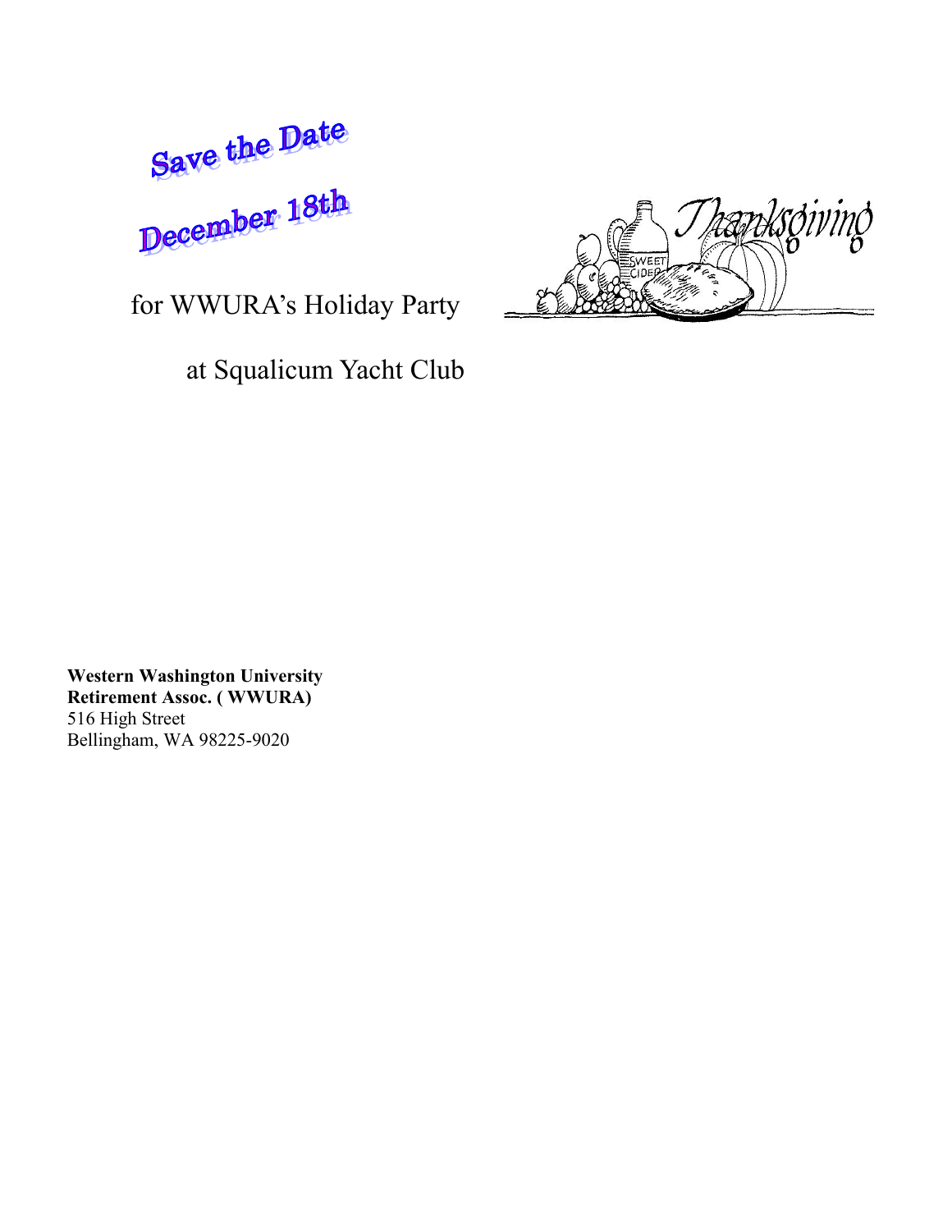**Save the Date**

**December 18th**

for WWURA's Holiday Party

at Squalicum Yacht Club

**Western Washington University**
**Retirement Assoc. ( WWURA)**
516 High Street
Bellingham, WA 98225-9020